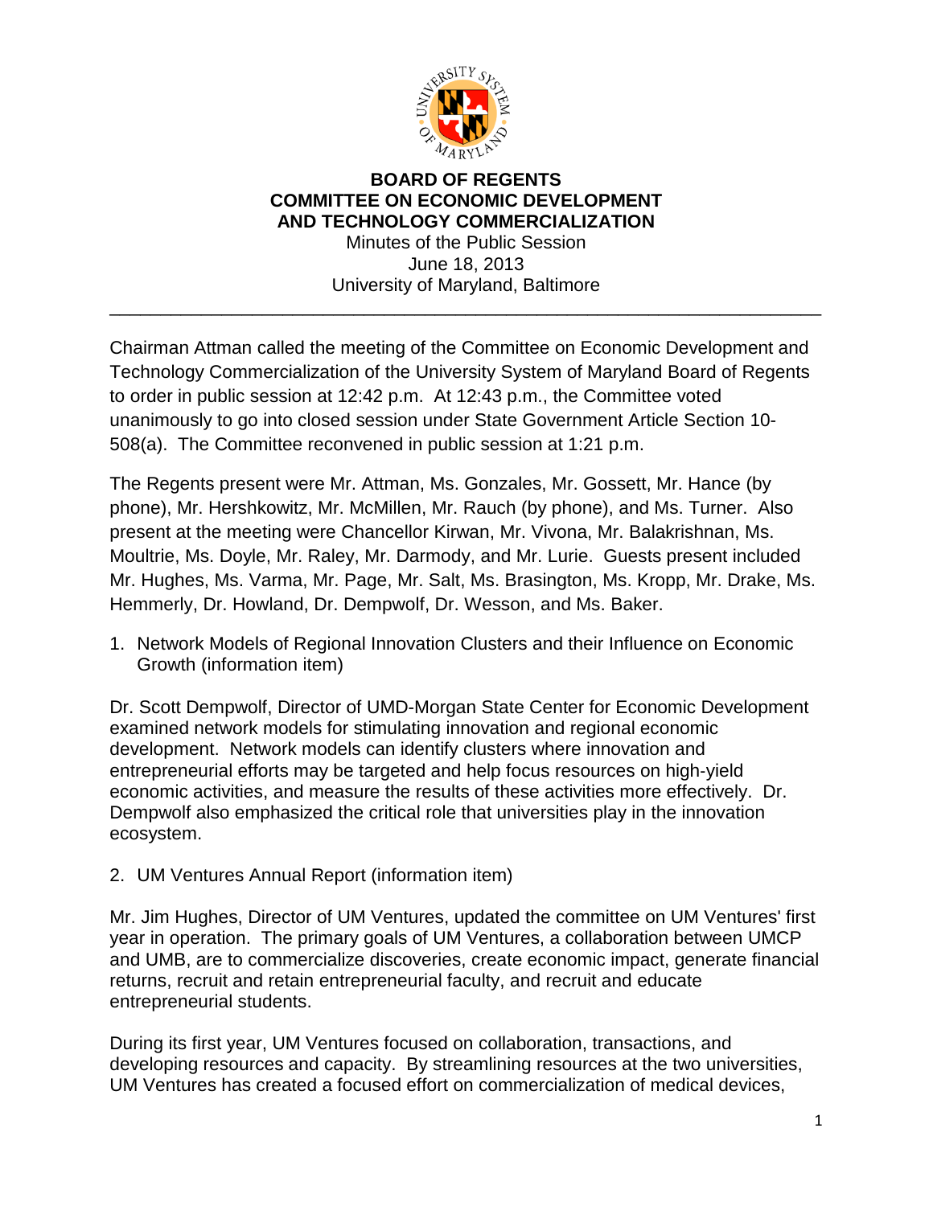**BOARD OF REGENTS**
**COMMITTEE ON ECONOMIC DEVELOPMENT AND TECHNOLOGY COMMERCIALIZATION**

Minutes of the Public Session
June 18, 2013
University of Maryland, Baltimore

---

Chairman Attman called the meeting of the Committee on Economic Development and Technology Commercialization of the University System of Maryland Board of Regents to order in public session at 12:42 p.m. At 12:43 p.m., the Committee voted unanimously to go into closed session under State Government Article Section 10-508(a). The Committee reconvened in public session at 1:21 p.m.

The Regents present were Mr. Attman, Ms. Gonzales, Mr. Gossett, Mr. Hance (by phone), Mr. Hershkowitz, Mr. McMillen, Mr. Rauch (by phone), and Ms. Turner. Also present at the meeting were Chancellor Kirwan, Mr. Vivona, Mr. Balakrishnan, Ms. Moultrie, Ms. Doyle, Mr. Raley, Mr. Darmody, and Mr. Lurie. Guests present included Mr. Hughes, Ms. Varma, Mr. Page, Mr. Salt, Ms. Brasington, Ms. Kropp, Mr. Drake, Ms. Hemmerly, Dr. Howland, Dr. Dempwolf, Dr. Wesson, and Ms. Baker.

1. Network Models of Regional Innovation Clusters and their Influence on Economic Growth (information item)

Dr. Scott Dempwolf, Director of UMD-Morgan State Center for Economic Development examined network models for stimulating innovation and regional economic development. Network models can identify clusters where innovation and entrepreneurial efforts may be targeted and help focus resources on high-yield economic activities, and measure the results of these activities more effectively. Dr. Dempwolf also emphasized the critical role that universities play in the innovation ecosystem.

2. UM Ventures Annual Report (information item)

Mr. Jim Hughes, Director of UM Ventures, updated the committee on UM Ventures' first year in operation. The primary goals of UM Ventures, a collaboration between UMCP and UMB, are to commercialize discoveries, create economic impact, generate financial returns, recruit and retain entrepreneurial faculty, and recruit and educate entrepreneurial students.

During its first year, UM Ventures focused on collaboration, transactions, and developing resources and capacity. By streamlining resources at the two universities, UM Ventures has created a focused effort on commercialization of medical devices,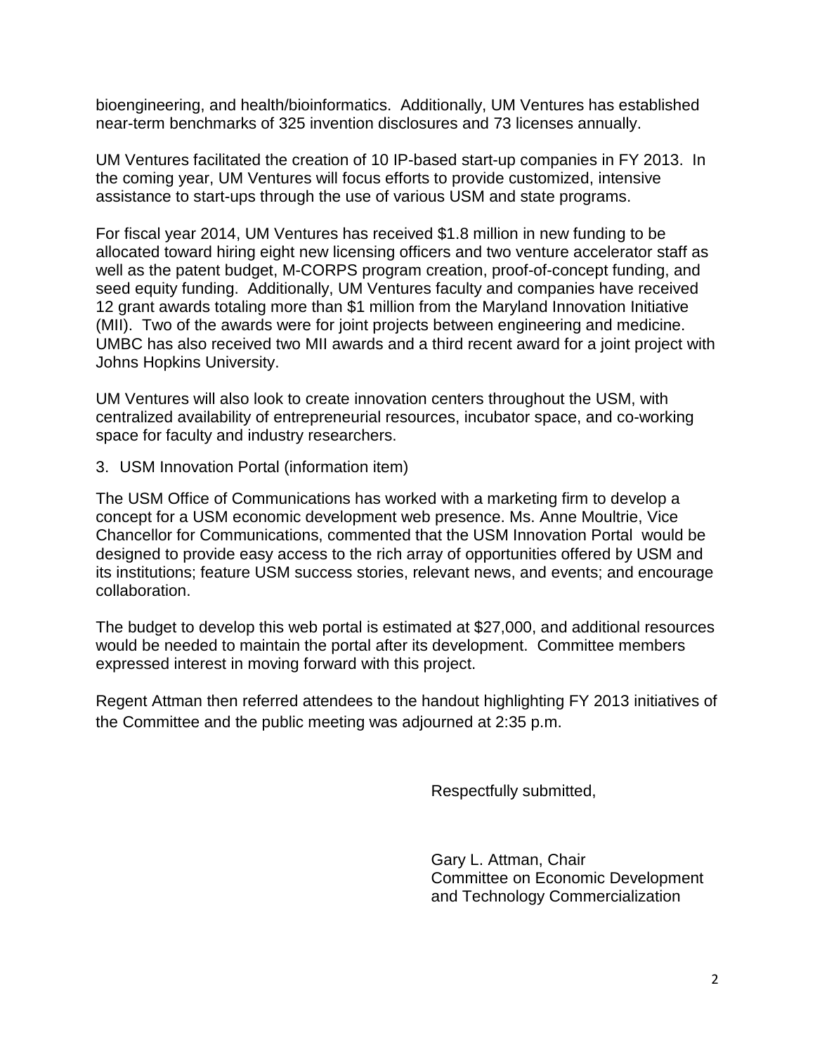bioengineering, and health/bioinformatics. Additionally, UM Ventures has established near-term benchmarks of 325 invention disclosures and 73 licenses annually.

UM Ventures facilitated the creation of 10 IP-based start-up companies in FY 2013. In the coming year, UM Ventures will focus efforts to provide customized, intensive assistance to start-ups through the use of various USM and state programs.

For fiscal year 2014, UM Ventures has received $1.8 million in new funding to be allocated toward hiring eight new licensing officers and two venture accelerator staff as well as the patent budget, M-CORPS program creation, proof-of-concept funding, and seed equity funding. Additionally, UM Ventures faculty and companies have received 12 grant awards totaling more than $1 million from the Maryland Innovation Initiative (MII). Two of the awards were for joint projects between engineering and medicine. UMBC has also received two MII awards and a third recent award for a joint project with Johns Hopkins University.

UM Ventures will also look to create innovation centers throughout the USM, with centralized availability of entrepreneurial resources, incubator space, and co-working space for faculty and industry researchers.

3. USM Innovation Portal (information item)

The USM Office of Communications has worked with a marketing firm to develop a concept for a USM economic development web presence. Ms. Anne Moultrie, Vice Chancellor for Communications, commented that the USM Innovation Portal would be designed to provide easy access to the rich array of opportunities offered by USM and its institutions; feature USM success stories, relevant news, and events; and encourage collaboration.

The budget to develop this web portal is estimated at $27,000, and additional resources would be needed to maintain the portal after its development. Committee members expressed interest in moving forward with this project.

Regent Attman then referred attendees to the handout highlighting FY 2013 initiatives of the Committee and the public meeting was adjourned at 2:35 p.m.

Respectfully submitted,

Gary L. Attman, Chair
Committee on Economic Development
and Technology Commercialization